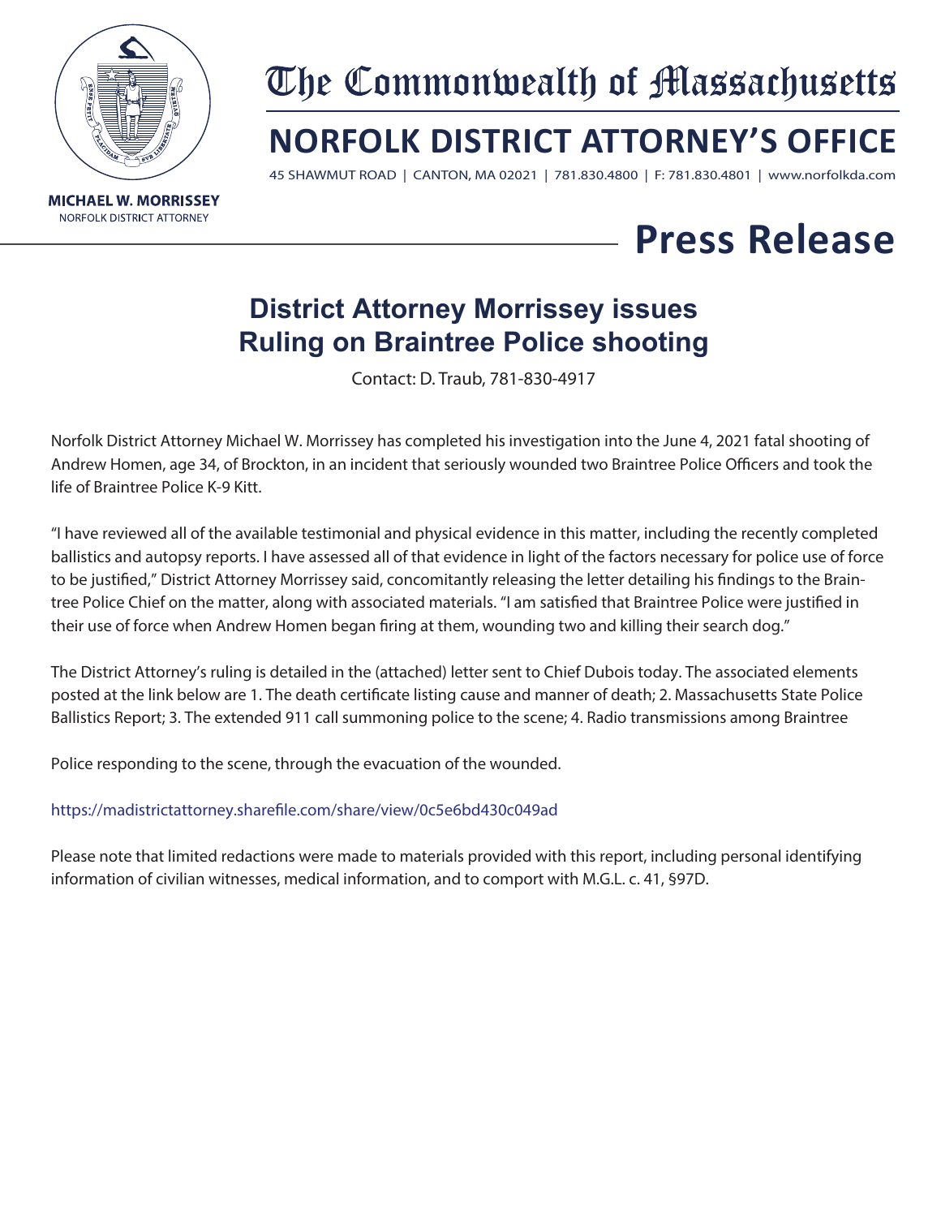# The Commonwealth of Massachusetts

## NORFOLK DISTRICT ATTORNEY'S OFFICE

45 SHAWMUT ROAD | CANTON, MA 02021 | 781.830.4800 | F: 781.830.4801 | www.norfolkda.com

**MICHAEL W. MORRISSEY**
NORFOLK DISTRICT ATTORNEY

# Press Release

## District Attorney Morrissey issues Ruling on Braintree Police shooting

Contact: D. Traub, 781-830-4917

Norfolk District Attorney Michael W. Morrissey has completed his investigation into the June 4, 2021 fatal shooting of Andrew Homen, age 34, of Brockton, in an incident that seriously wounded two Braintree Police Officers and took the life of Braintree Police K-9 Kitt.

"I have reviewed all of the available testimonial and physical evidence in this matter, including the recently completed ballistics and autopsy reports. I have assessed all of that evidence in light of the factors necessary for police use of force to be justified," District Attorney Morrissey said, concomitantly releasing the letter detailing his findings to the Braintree Police Chief on the matter, along with associated materials. "I am satisfied that Braintree Police were justified in their use of force when Andrew Homen began firing at them, wounding two and killing their search dog."

The District Attorney's ruling is detailed in the (attached) letter sent to Chief Dubois today. The associated elements posted at the link below are 1. The death certificate listing cause and manner of death; 2. Massachusetts State Police Ballistics Report; 3. The extended 911 call summoning police to the scene; 4. Radio transmissions among Braintree

Police responding to the scene, through the evacuation of the wounded.

https://madistrictattorney.sharefile.com/share/view/0c5e6bd430c049ad

Please note that limited redactions were made to materials provided with this report, including personal identifying information of civilian witnesses, medical information, and to comport with M.G.L. c. 41, §97D.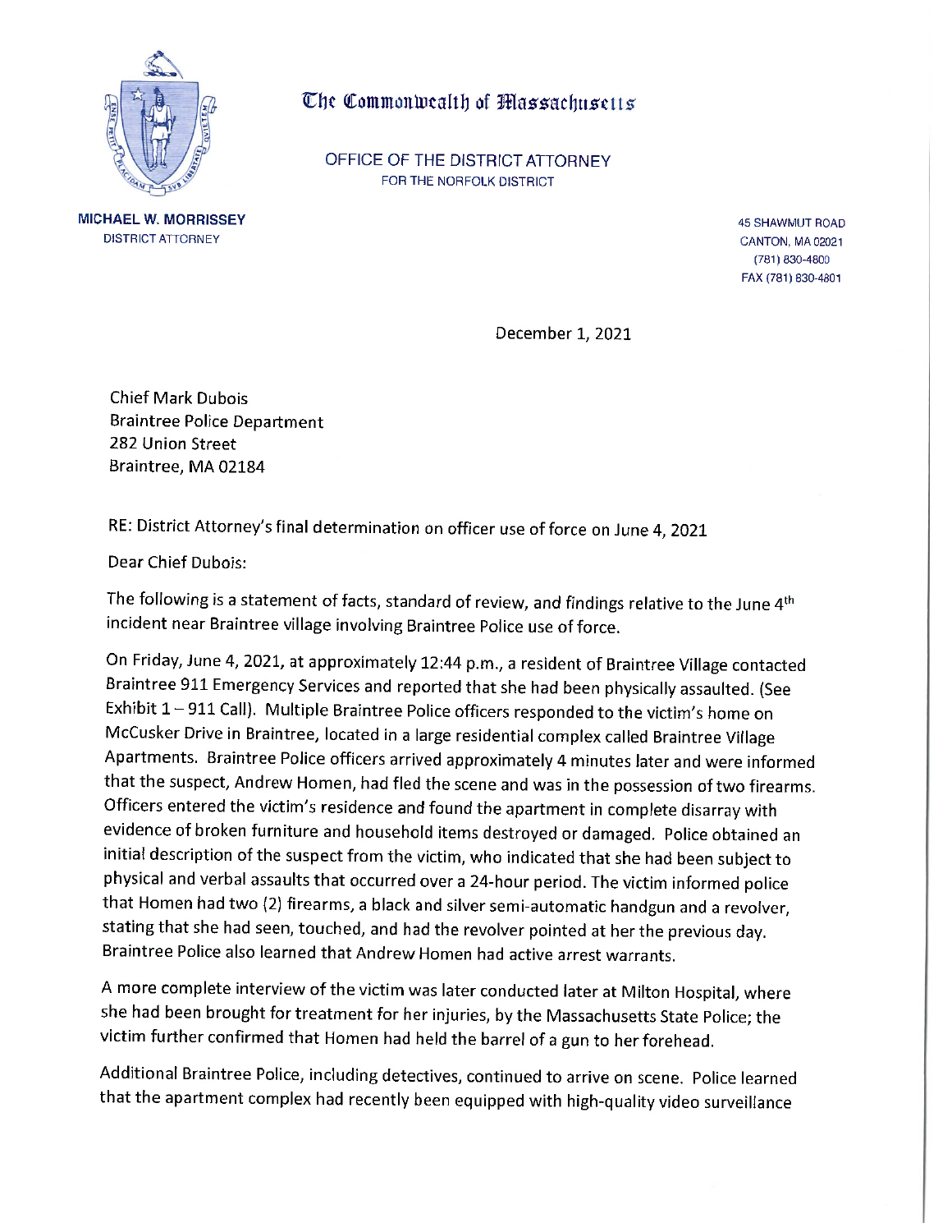# The Commonwealth of Massachusetts

OFFICE OF THE DISTRICT ATTORNEY
FOR THE NORFOLK DISTRICT

**MICHAEL W. MORRISSEY**
DISTRICT ATTORNEY

45 SHAWMUT ROAD
CANTON, MA 02021
(781) 830-4800
FAX (781) 830-4801

December 1, 2021

Chief Mark Dubois
Braintree Police Department
282 Union Street
Braintree, MA 02184

RE: District Attorney's final determination on officer use of force on June 4, 2021

Dear Chief Dubois:

The following is a statement of facts, standard of review, and findings relative to the June 4th incident near Braintree village involving Braintree Police use of force.

On Friday, June 4, 2021, at approximately 12:44 p.m., a resident of Braintree Village contacted Braintree 911 Emergency Services and reported that she had been physically assaulted. (See Exhibit 1 – 911 Call). Multiple Braintree Police officers responded to the victim's home on McCusker Drive in Braintree, located in a large residential complex called Braintree Village Apartments. Braintree Police officers arrived approximately 4 minutes later and were informed that the suspect, Andrew Homen, had fled the scene and was in the possession of two firearms. Officers entered the victim's residence and found the apartment in complete disarray with evidence of broken furniture and household items destroyed or damaged. Police obtained an initial description of the suspect from the victim, who indicated that she had been subject to physical and verbal assaults that occurred over a 24-hour period. The victim informed police that Homen had two (2) firearms, a black and silver semi-automatic handgun and a revolver, stating that she had seen, touched, and had the revolver pointed at her the previous day. Braintree Police also learned that Andrew Homen had active arrest warrants.

A more complete interview of the victim was later conducted later at Milton Hospital, where she had been brought for treatment for her injuries, by the Massachusetts State Police; the victim further confirmed that Homen had held the barrel of a gun to her forehead.

Additional Braintree Police, including detectives, continued to arrive on scene. Police learned that the apartment complex had recently been equipped with high-quality video surveillance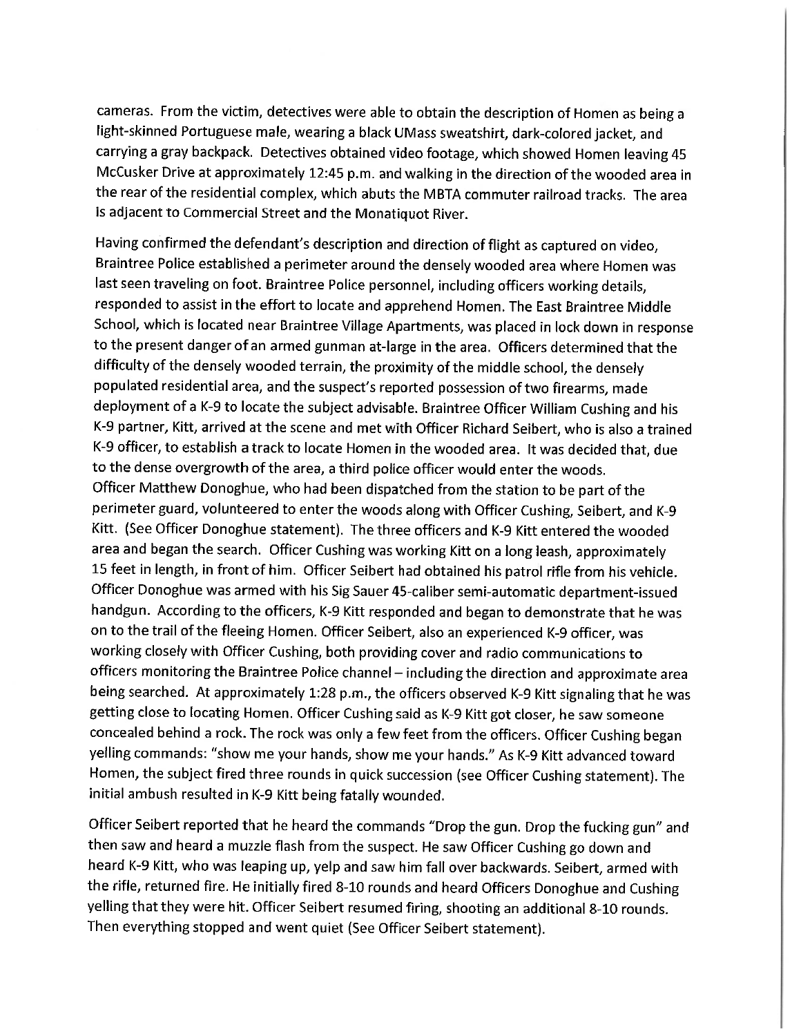cameras. From the victim, detectives were able to obtain the description of Homen as being a light-skinned Portuguese male, wearing a black UMass sweatshirt, dark-colored jacket, and carrying a gray backpack. Detectives obtained video footage, which showed Homen leaving 45 McCusker Drive at approximately 12:45 p.m. and walking in the direction of the wooded area in the rear of the residential complex, which abuts the MBTA commuter railroad tracks. The area is adjacent to Commercial Street and the Monatiquot River.

Having confirmed the defendant's description and direction of flight as captured on video, Braintree Police established a perimeter around the densely wooded area where Homen was last seen traveling on foot. Braintree Police personnel, including officers working details, responded to assist in the effort to locate and apprehend Homen. The East Braintree Middle School, which is located near Braintree Village Apartments, was placed in lock down in response to the present danger of an armed gunman at-large in the area. Officers determined that the difficulty of the densely wooded terrain, the proximity of the middle school, the densely populated residential area, and the suspect's reported possession of two firearms, made deployment of a K-9 to locate the subject advisable. Braintree Officer William Cushing and his K-9 partner, Kitt, arrived at the scene and met with Officer Richard Seibert, who is also a trained K-9 officer, to establish a track to locate Homen in the wooded area. It was decided that, due to the dense overgrowth of the area, a third police officer would enter the woods.
Officer Matthew Donoghue, who had been dispatched from the station to be part of the perimeter guard, volunteered to enter the woods along with Officer Cushing, Seibert, and K-9 Kitt. (See Officer Donoghue statement). The three officers and K-9 Kitt entered the wooded area and began the search. Officer Cushing was working Kitt on a long leash, approximately 15 feet in length, in front of him. Officer Seibert had obtained his patrol rifle from his vehicle. Officer Donoghue was armed with his Sig Sauer 45-caliber semi-automatic department-issued handgun. According to the officers, K-9 Kitt responded and began to demonstrate that he was on to the trail of the fleeing Homen. Officer Seibert, also an experienced K-9 officer, was working closely with Officer Cushing, both providing cover and radio communications to officers monitoring the Braintree Police channel – including the direction and approximate area being searched. At approximately 1:28 p.m., the officers observed K-9 Kitt signaling that he was getting close to locating Homen. Officer Cushing said as K-9 Kitt got closer, he saw someone concealed behind a rock. The rock was only a few feet from the officers. Officer Cushing began yelling commands: "show me your hands, show me your hands." As K-9 Kitt advanced toward Homen, the subject fired three rounds in quick succession (see Officer Cushing statement). The initial ambush resulted in K-9 Kitt being fatally wounded.

Officer Seibert reported that he heard the commands "Drop the gun. Drop the fucking gun" and then saw and heard a muzzle flash from the suspect. He saw Officer Cushing go down and heard K-9 Kitt, who was leaping up, yelp and saw him fall over backwards. Seibert, armed with the rifle, returned fire. He initially fired 8-10 rounds and heard Officers Donoghue and Cushing yelling that they were hit. Officer Seibert resumed firing, shooting an additional 8-10 rounds. Then everything stopped and went quiet (See Officer Seibert statement).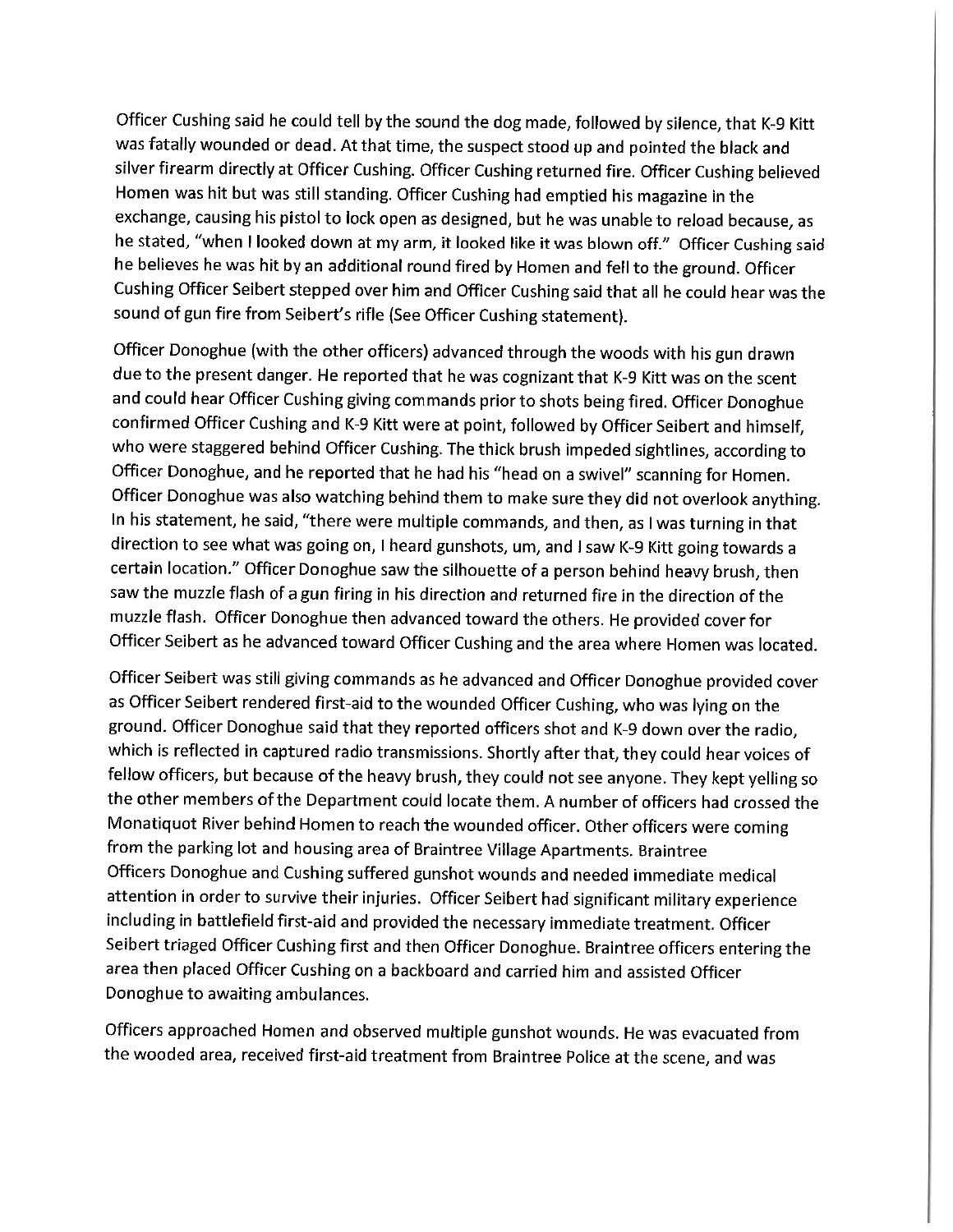Officer Cushing said he could tell by the sound the dog made, followed by silence, that K-9 Kitt was fatally wounded or dead. At that time, the suspect stood up and pointed the black and silver firearm directly at Officer Cushing. Officer Cushing returned fire. Officer Cushing believed Homen was hit but was still standing. Officer Cushing had emptied his magazine in the exchange, causing his pistol to lock open as designed, but he was unable to reload because, as he stated, "when I looked down at my arm, it looked like it was blown off." Officer Cushing said he believes he was hit by an additional round fired by Homen and fell to the ground. Officer Cushing Officer Seibert stepped over him and Officer Cushing said that all he could hear was the sound of gun fire from Seibert's rifle (See Officer Cushing statement).

Officer Donoghue (with the other officers) advanced through the woods with his gun drawn due to the present danger. He reported that he was cognizant that K-9 Kitt was on the scent and could hear Officer Cushing giving commands prior to shots being fired. Officer Donoghue confirmed Officer Cushing and K-9 Kitt were at point, followed by Officer Seibert and himself, who were staggered behind Officer Cushing. The thick brush impeded sightlines, according to Officer Donoghue, and he reported that he had his "head on a swivel" scanning for Homen. Officer Donoghue was also watching behind them to make sure they did not overlook anything. In his statement, he said, "there were multiple commands, and then, as I was turning in that direction to see what was going on, I heard gunshots, um, and I saw K-9 Kitt going towards a certain location." Officer Donoghue saw the silhouette of a person behind heavy brush, then saw the muzzle flash of a gun firing in his direction and returned fire in the direction of the muzzle flash. Officer Donoghue then advanced toward the others. He provided cover for Officer Seibert as he advanced toward Officer Cushing and the area where Homen was located.

Officer Seibert was still giving commands as he advanced and Officer Donoghue provided cover as Officer Seibert rendered first-aid to the wounded Officer Cushing, who was lying on the ground. Officer Donoghue said that they reported officers shot and K-9 down over the radio, which is reflected in captured radio transmissions. Shortly after that, they could hear voices of fellow officers, but because of the heavy brush, they could not see anyone. They kept yelling so the other members of the Department could locate them. A number of officers had crossed the Monatiquot River behind Homen to reach the wounded officer. Other officers were coming from the parking lot and housing area of Braintree Village Apartments. Braintree Officers Donoghue and Cushing suffered gunshot wounds and needed immediate medical attention in order to survive their injuries. Officer Seibert had significant military experience including in battlefield first-aid and provided the necessary immediate treatment. Officer Seibert triaged Officer Cushing first and then Officer Donoghue. Braintree officers entering the area then placed Officer Cushing on a backboard and carried him and assisted Officer Donoghue to awaiting ambulances.

Officers approached Homen and observed multiple gunshot wounds. He was evacuated from the wooded area, received first-aid treatment from Braintree Police at the scene, and was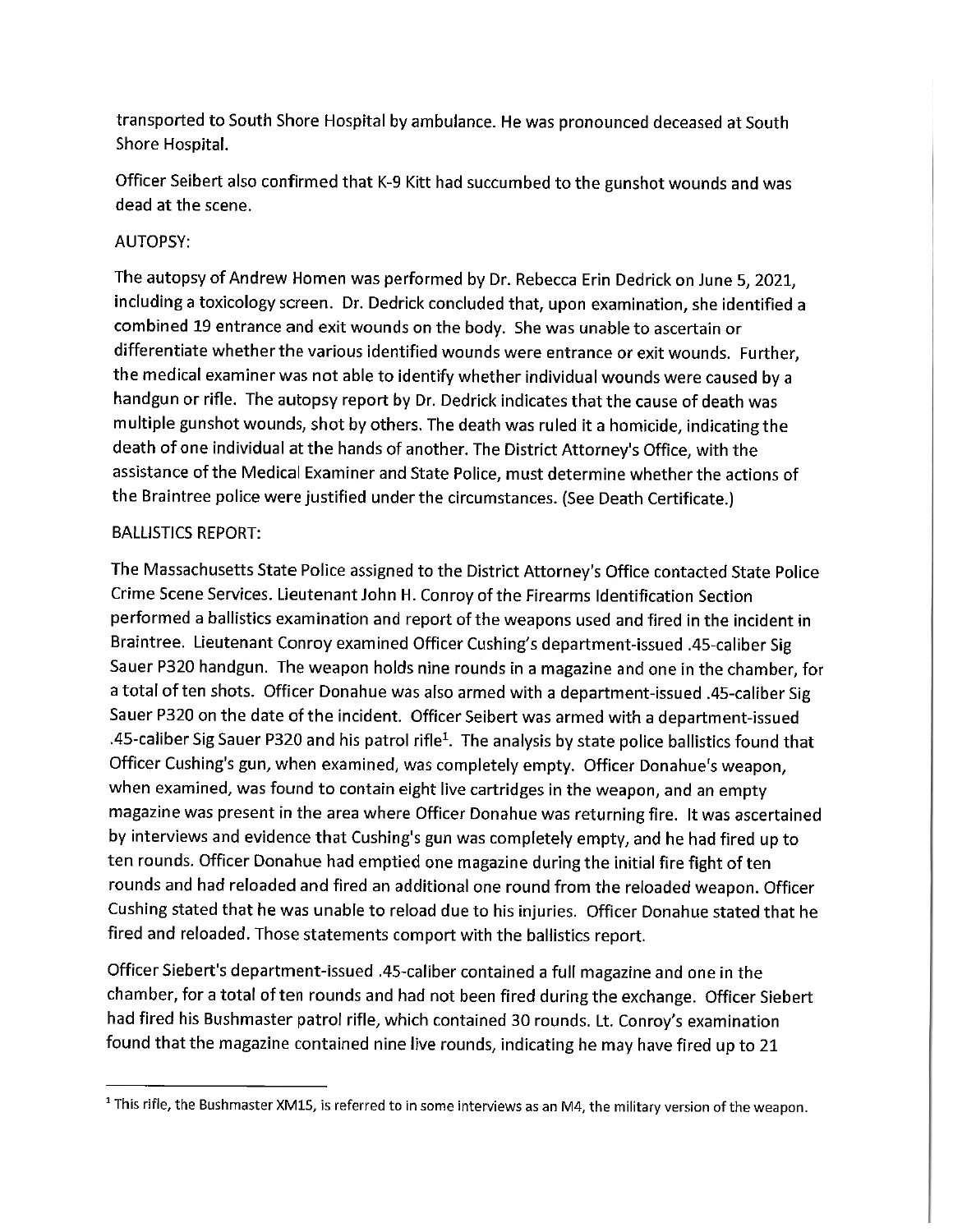transported to South Shore Hospital by ambulance. He was pronounced deceased at South Shore Hospital.

Officer Seibert also confirmed that K-9 Kitt had succumbed to the gunshot wounds and was dead at the scene.

AUTOPSY:

The autopsy of Andrew Homen was performed by Dr. Rebecca Erin Dedrick on June 5, 2021, including a toxicology screen. Dr. Dedrick concluded that, upon examination, she identified a combined 19 entrance and exit wounds on the body. She was unable to ascertain or differentiate whether the various identified wounds were entrance or exit wounds. Further, the medical examiner was not able to identify whether individual wounds were caused by a handgun or rifle. The autopsy report by Dr. Dedrick indicates that the cause of death was multiple gunshot wounds, shot by others. The death was ruled it a homicide, indicating the death of one individual at the hands of another. The District Attorney's Office, with the assistance of the Medical Examiner and State Police, must determine whether the actions of the Braintree police were justified under the circumstances. (See Death Certificate.)

BALLISTICS REPORT:

The Massachusetts State Police assigned to the District Attorney's Office contacted State Police Crime Scene Services. Lieutenant John H. Conroy of the Firearms Identification Section performed a ballistics examination and report of the weapons used and fired in the incident in Braintree. Lieutenant Conroy examined Officer Cushing's department-issued .45-caliber Sig Sauer P320 handgun. The weapon holds nine rounds in a magazine and one in the chamber, for a total of ten shots. Officer Donahue was also armed with a department-issued .45-caliber Sig Sauer P320 on the date of the incident. Officer Seibert was armed with a department-issued .45-caliber Sig Sauer P320 and his patrol rifle[1]. The analysis by state police ballistics found that Officer Cushing's gun, when examined, was completely empty. Officer Donahue's weapon, when examined, was found to contain eight live cartridges in the weapon, and an empty magazine was present in the area where Officer Donahue was returning fire. It was ascertained by interviews and evidence that Cushing's gun was completely empty, and he had fired up to ten rounds. Officer Donahue had emptied one magazine during the initial fire fight of ten rounds and had reloaded and fired an additional one round from the reloaded weapon. Officer Cushing stated that he was unable to reload due to his injuries. Officer Donahue stated that he fired and reloaded. Those statements comport with the ballistics report.

Officer Siebert's department-issued .45-caliber contained a full magazine and one in the chamber, for a total of ten rounds and had not been fired during the exchange. Officer Siebert had fired his Bushmaster patrol rifle, which contained 30 rounds. Lt. Conroy's examination found that the magazine contained nine live rounds, indicating he may have fired up to 21

[1] This rifle, the Bushmaster XM15, is referred to in some interviews as an M4, the military version of the weapon.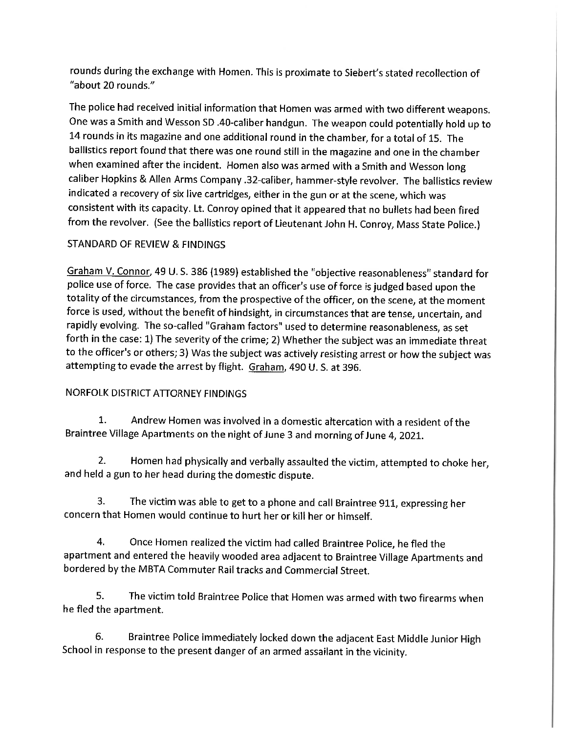rounds during the exchange with Homen. This is proximate to Siebert's stated recollection of "about 20 rounds."

The police had received initial information that Homen was armed with two different weapons. One was a Smith and Wesson SD .40-caliber handgun. The weapon could potentially hold up to 14 rounds in its magazine and one additional round in the chamber, for a total of 15. The ballistics report found that there was one round still in the magazine and one in the chamber when examined after the incident. Homen also was armed with a Smith and Wesson long caliber Hopkins & Allen Arms Company .32-caliber, hammer-style revolver. The ballistics review indicated a recovery of six live cartridges, either in the gun or at the scene, which was consistent with its capacity. Lt. Conroy opined that it appeared that no bullets had been fired from the revolver. (See the ballistics report of Lieutenant John H. Conroy, Mass State Police.)

## STANDARD OF REVIEW & FINDINGS

Graham V. Connor, 49 U. S. 386 (1989) established the "objective reasonableness" standard for police use of force. The case provides that an officer's use of force is judged based upon the totality of the circumstances, from the prospective of the officer, on the scene, at the moment force is used, without the benefit of hindsight, in circumstances that are tense, uncertain, and rapidly evolving. The so-called "Graham factors" used to determine reasonableness, as set forth in the case: 1) The severity of the crime; 2) Whether the subject was an immediate threat to the officer's or others; 3) Was the subject was actively resisting arrest or how the subject was attempting to evade the arrest by flight. Graham, 490 U. S. at 396.

## NORFOLK DISTRICT ATTORNEY FINDINGS

1. Andrew Homen was involved in a domestic altercation with a resident of the Braintree Village Apartments on the night of June 3 and morning of June 4, 2021.

2. Homen had physically and verbally assaulted the victim, attempted to choke her, and held a gun to her head during the domestic dispute.

3. The victim was able to get to a phone and call Braintree 911, expressing her concern that Homen would continue to hurt her or kill her or himself.

4. Once Homen realized the victim had called Braintree Police, he fled the apartment and entered the heavily wooded area adjacent to Braintree Village Apartments and bordered by the MBTA Commuter Rail tracks and Commercial Street.

5. The victim told Braintree Police that Homen was armed with two firearms when he fled the apartment.

6. Braintree Police immediately locked down the adjacent East Middle Junior High School in response to the present danger of an armed assailant in the vicinity.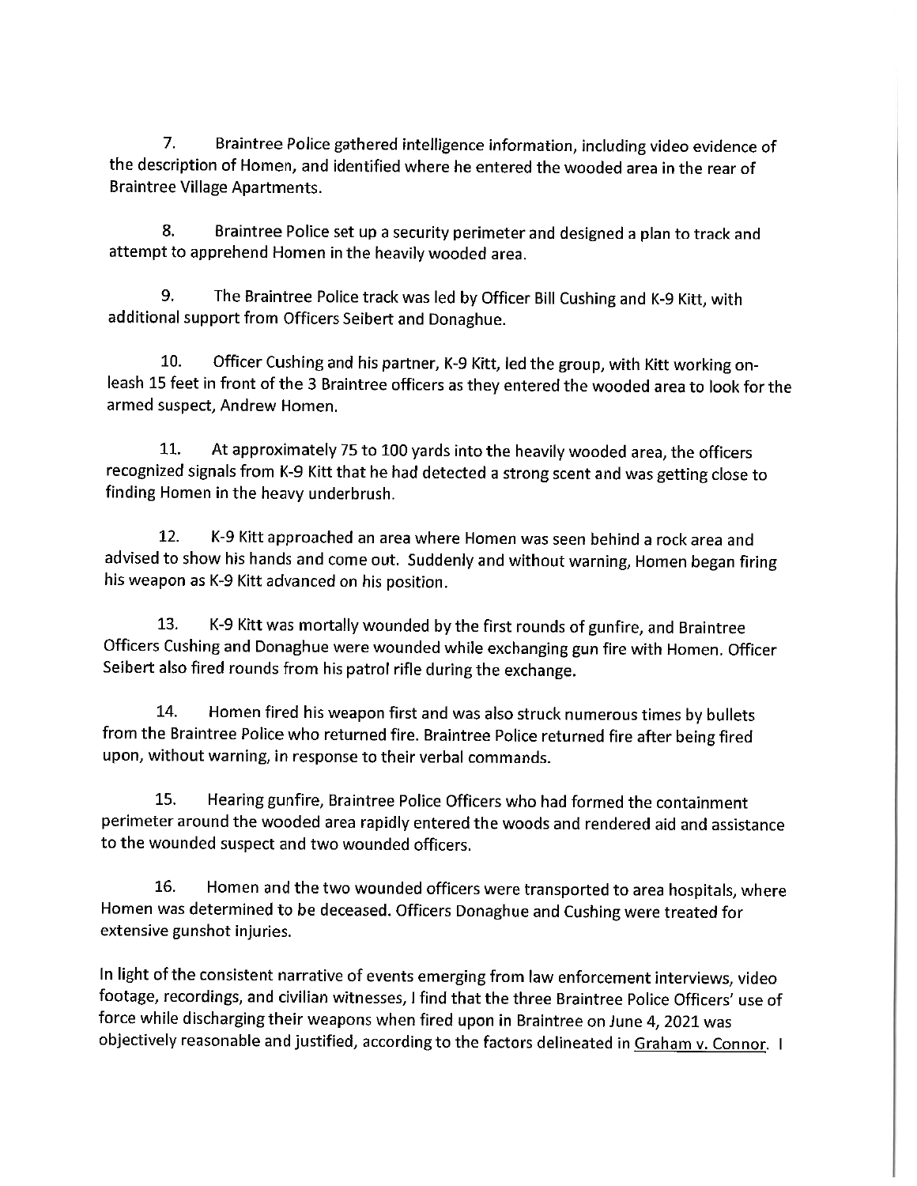7. Braintree Police gathered intelligence information, including video evidence of the description of Homen, and identified where he entered the wooded area in the rear of Braintree Village Apartments.

8. Braintree Police set up a security perimeter and designed a plan to track and attempt to apprehend Homen in the heavily wooded area.

9. The Braintree Police track was led by Officer Bill Cushing and K-9 Kitt, with additional support from Officers Seibert and Donaghue.

10. Officer Cushing and his partner, K-9 Kitt, led the group, with Kitt working on-leash 15 feet in front of the 3 Braintree officers as they entered the wooded area to look for the armed suspect, Andrew Homen.

11. At approximately 75 to 100 yards into the heavily wooded area, the officers recognized signals from K-9 Kitt that he had detected a strong scent and was getting close to finding Homen in the heavy underbrush.

12. K-9 Kitt approached an area where Homen was seen behind a rock area and advised to show his hands and come out. Suddenly and without warning, Homen began firing his weapon as K-9 Kitt advanced on his position.

13. K-9 Kitt was mortally wounded by the first rounds of gunfire, and Braintree Officers Cushing and Donaghue were wounded while exchanging gun fire with Homen. Officer Seibert also fired rounds from his patrol rifle during the exchange.

14. Homen fired his weapon first and was also struck numerous times by bullets from the Braintree Police who returned fire. Braintree Police returned fire after being fired upon, without warning, in response to their verbal commands.

15. Hearing gunfire, Braintree Police Officers who had formed the containment perimeter around the wooded area rapidly entered the woods and rendered aid and assistance to the wounded suspect and two wounded officers.

16. Homen and the two wounded officers were transported to area hospitals, where Homen was determined to be deceased. Officers Donaghue and Cushing were treated for extensive gunshot injuries.

In light of the consistent narrative of events emerging from law enforcement interviews, video footage, recordings, and civilian witnesses, I find that the three Braintree Police Officers' use of force while discharging their weapons when fired upon in Braintree on June 4, 2021 was objectively reasonable and justified, according to the factors delineated in Graham v. Connor. I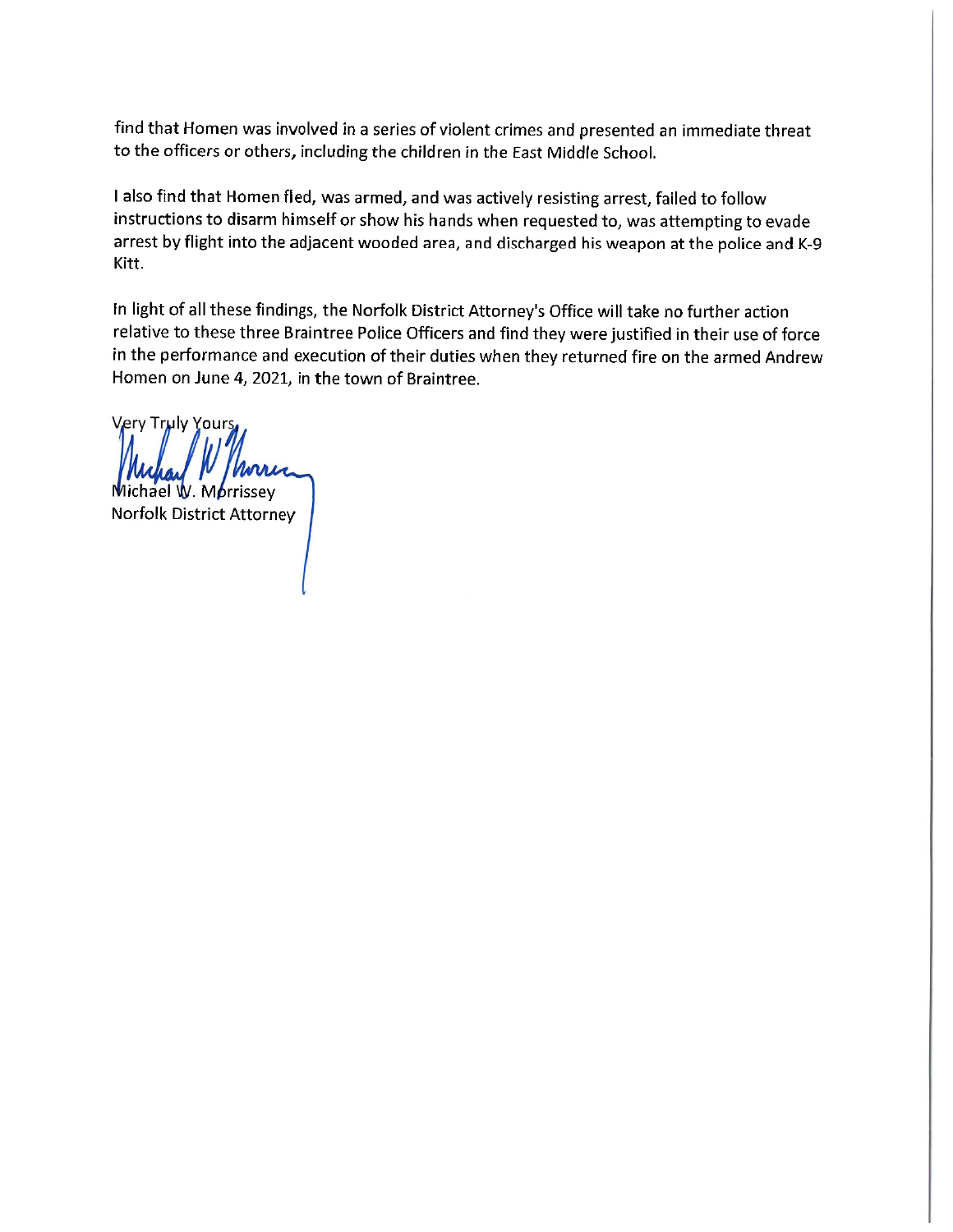find that Homen was involved in a series of violent crimes and presented an immediate threat to the officers or others, including the children in the East Middle School.

I also find that Homen fled, was armed, and was actively resisting arrest, failed to follow instructions to disarm himself or show his hands when requested to, was attempting to evade arrest by flight into the adjacent wooded area, and discharged his weapon at the police and K-9 Kitt.

In light of all these findings, the Norfolk District Attorney's Office will take no further action relative to these three Braintree Police Officers and find they were justified in their use of force in the performance and execution of their duties when they returned fire on the armed Andrew Homen on June 4, 2021, in the town of Braintree.

Very Truly Yours,

Michael W. Morrissey
Norfolk District Attorney